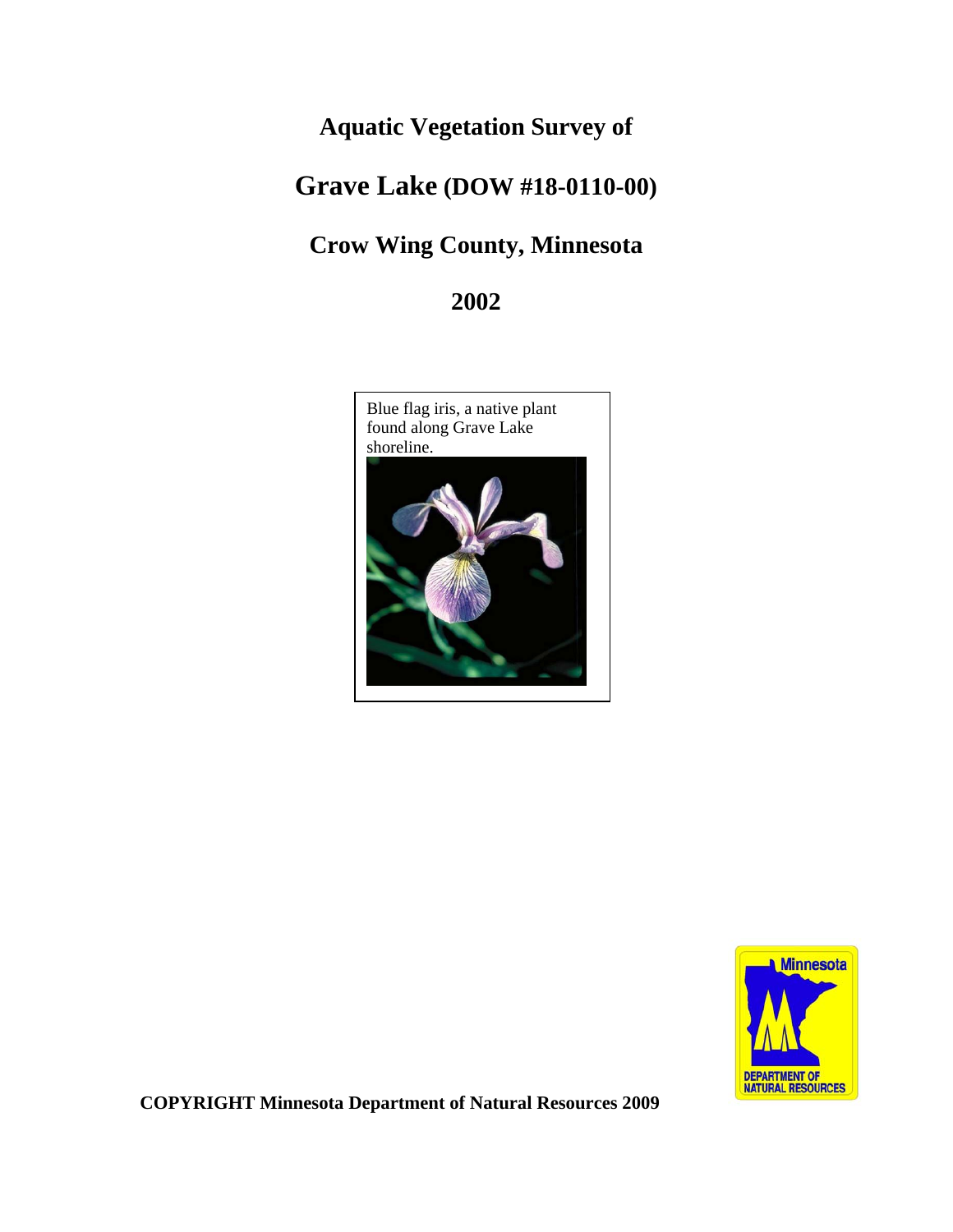# Aquatic Vegetation Survey of

# Grave Lake (DOW #18-0110-00)

## Crow Wing County, Minnesota

## 2002

Blue flag iris, a native plant found along Grave Lake shoreline.

**COPYRIGHT Minnesota Department of Natural Resources 2009**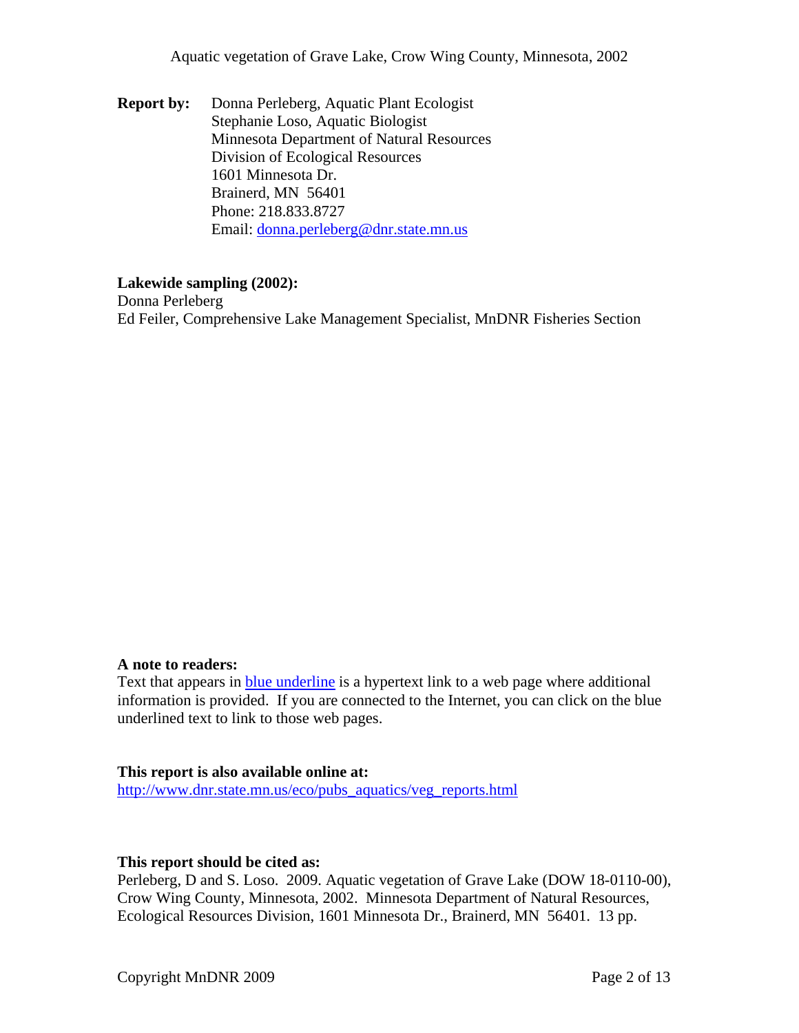**Report by:** Donna Perleberg, Aquatic Plant Ecologist
Stephanie Loso, Aquatic Biologist
Minnesota Department of Natural Resources
Division of Ecological Resources
1601 Minnesota Dr.
Brainerd, MN 56401
Phone: 218.833.8727
Email: [donna.perleberg@dnr.state.mn.us](mailto:donna.perleberg@dnr.state.mn.us)

**Lakewide sampling (2002):**
Donna Perleberg
Ed Feiler, Comprehensive Lake Management Specialist, MnDNR Fisheries Section

**A note to readers:**
Text that appears in blue underline is a hypertext link to a web page where additional information is provided. If you are connected to the Internet, you can click on the blue underlined text to link to those web pages.

**This report is also available online at:**
http://www.dnr.state.mn.us/eco/pubs_aquatics/veg_reports.html

**This report should be cited as:**
Perleberg, D and S. Loso. 2009. Aquatic vegetation of Grave Lake (DOW 18-0110-00), Crow Wing County, Minnesota, 2002. Minnesota Department of Natural Resources, Ecological Resources Division, 1601 Minnesota Dr., Brainerd, MN 56401. 13 pp.

Copyright MnDNR 2009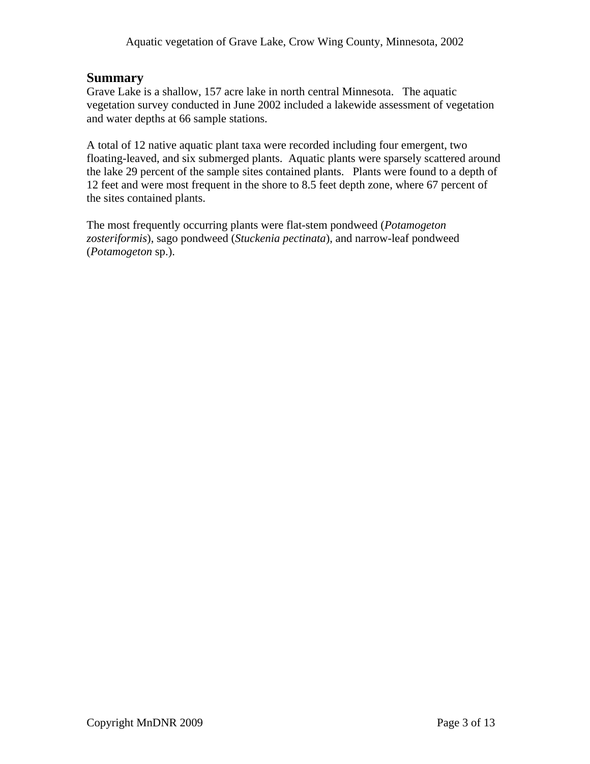## Summary

Grave Lake is a shallow, 157 acre lake in north central Minnesota. The aquatic vegetation survey conducted in June 2002 included a lakewide assessment of vegetation and water depths at 66 sample stations.

A total of 12 native aquatic plant taxa were recorded including four emergent, two floating-leaved, and six submerged plants. Aquatic plants were sparsely scattered around the lake 29 percent of the sample sites contained plants. Plants were found to a depth of 12 feet and were most frequent in the shore to 8.5 feet depth zone, where 67 percent of the sites contained plants.

The most frequently occurring plants were flat-stem pondweed (*Potamogeton zosteriformis*), sago pondweed (*Stuckenia pectinata*), and narrow-leaf pondweed (*Potamogeton* sp.).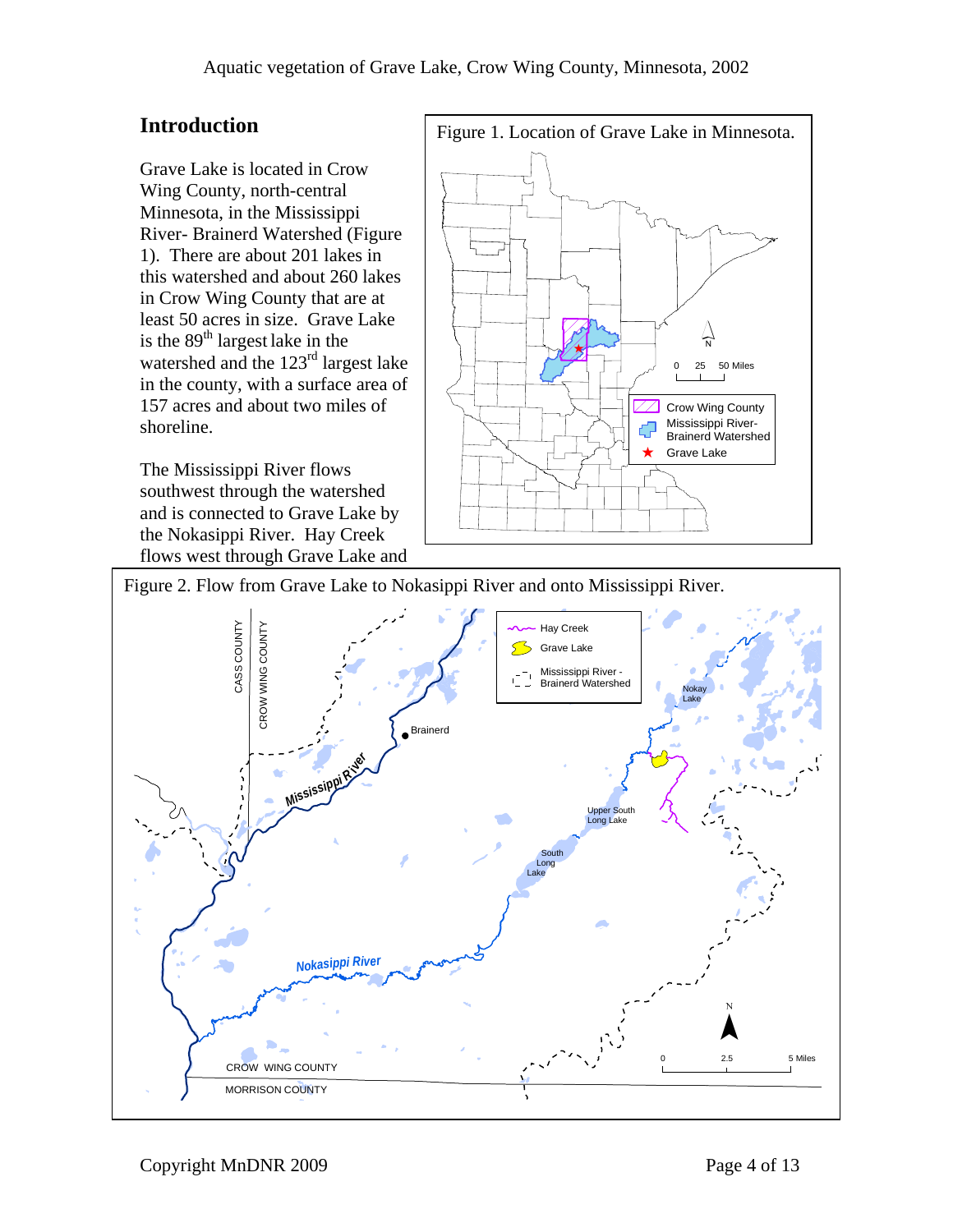## Introduction

Grave Lake is located in Crow Wing County, north-central Minnesota, in the Mississippi River- Brainerd Watershed (Figure 1). There are about 201 lakes in this watershed and about 260 lakes in Crow Wing County that are at least 50 acres in size. Grave Lake is the 89th largest lake in the watershed and the 123rd largest lake in the county, with a surface area of 157 acres and about two miles of shoreline.

The Mississippi River flows southwest through the watershed and is connected to Grave Lake by the Nokasippi River. Hay Creek flows west through Grave Lake and

Figure 1. Location of Grave Lake in Minnesota.

Figure 2. Flow from Grave Lake to Nokasippi River and onto Mississippi River.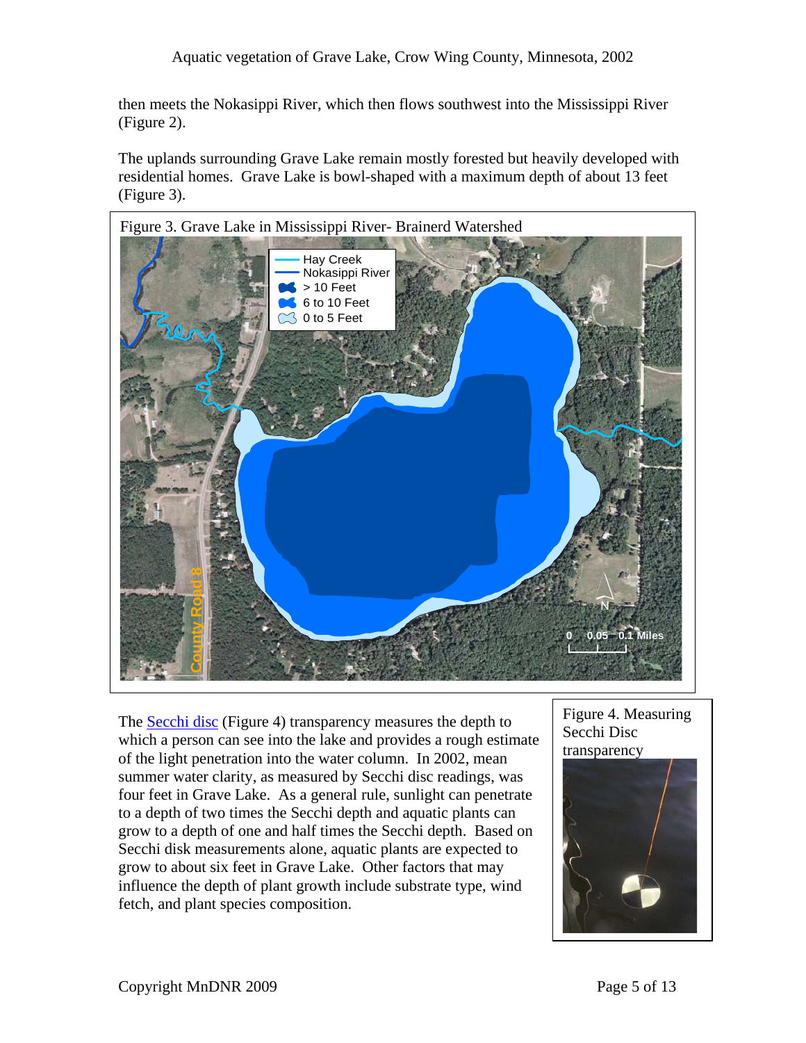then meets the Nokasippi River, which then flows southwest into the Mississippi River (Figure 2).

The uplands surrounding Grave Lake remain mostly forested but heavily developed with residential homes. Grave Lake is bowl-shaped with a maximum depth of about 13 feet (Figure 3).

Figure 3. Grave Lake in Mississippi River- Brainerd Watershed

The [Secchi disc](#) (Figure 4) transparency measures the depth to which a person can see into the lake and provides a rough estimate of the light penetration into the water column. In 2002, mean summer water clarity, as measured by Secchi disc readings, was four feet in Grave Lake. As a general rule, sunlight can penetrate to a depth of two times the Secchi depth and aquatic plants can grow to a depth of one and half times the Secchi depth. Based on Secchi disk measurements alone, aquatic plants are expected to grow to about six feet in Grave Lake. Other factors that may influence the depth of plant growth include substrate type, wind fetch, and plant species composition.

Figure 4. Measuring Secchi Disc transparency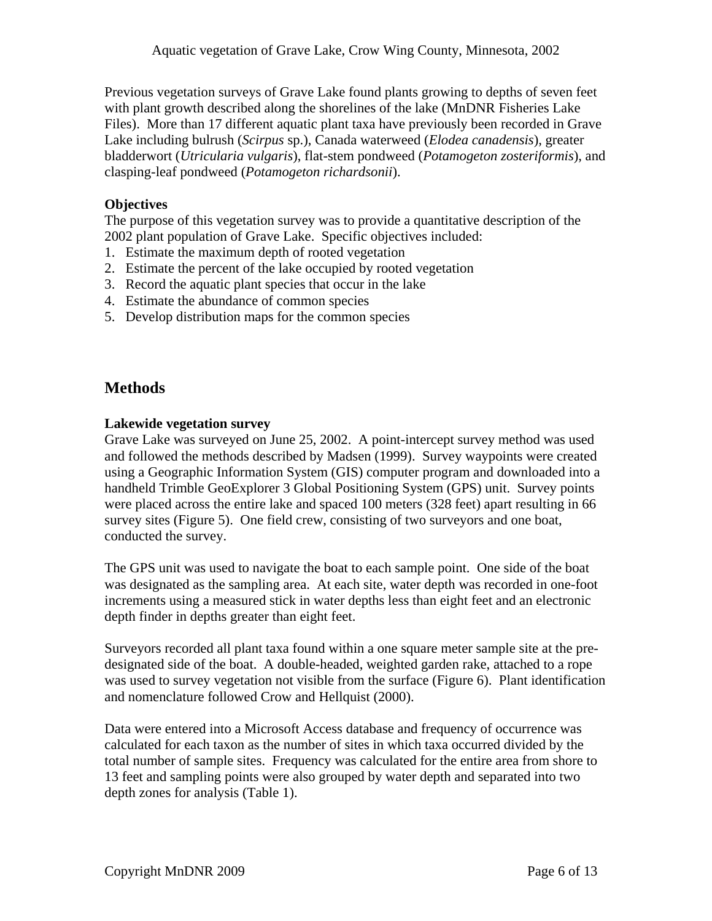Previous vegetation surveys of Grave Lake found plants growing to depths of seven feet with plant growth described along the shorelines of the lake (MnDNR Fisheries Lake Files). More than 17 different aquatic plant taxa have previously been recorded in Grave Lake including bulrush (*Scirpus* sp.), Canada waterweed (*Elodea canadensis*), greater bladderwort (*Utricularia vulgaris*), flat-stem pondweed (*Potamogeton zosteriformis*), and clasping-leaf pondweed (*Potamogeton richardsonii*).

**Objectives**

The purpose of this vegetation survey was to provide a quantitative description of the 2002 plant population of Grave Lake. Specific objectives included:

1. Estimate the maximum depth of rooted vegetation
2. Estimate the percent of the lake occupied by rooted vegetation
3. Record the aquatic plant species that occur in the lake
4. Estimate the abundance of common species
5. Develop distribution maps for the common species

## Methods

**Lakewide vegetation survey**

Grave Lake was surveyed on June 25, 2002. A point-intercept survey method was used and followed the methods described by Madsen (1999). Survey waypoints were created using a Geographic Information System (GIS) computer program and downloaded into a handheld Trimble GeoExplorer 3 Global Positioning System (GPS) unit. Survey points were placed across the entire lake and spaced 100 meters (328 feet) apart resulting in 66 survey sites (Figure 5). One field crew, consisting of two surveyors and one boat, conducted the survey.

The GPS unit was used to navigate the boat to each sample point. One side of the boat was designated as the sampling area. At each site, water depth was recorded in one-foot increments using a measured stick in water depths less than eight feet and an electronic depth finder in depths greater than eight feet.

Surveyors recorded all plant taxa found within a one square meter sample site at the pre-designated side of the boat. A double-headed, weighted garden rake, attached to a rope was used to survey vegetation not visible from the surface (Figure 6). Plant identification and nomenclature followed Crow and Hellquist (2000).

Data were entered into a Microsoft Access database and frequency of occurrence was calculated for each taxon as the number of sites in which taxa occurred divided by the total number of sample sites. Frequency was calculated for the entire area from shore to 13 feet and sampling points were also grouped by water depth and separated into two depth zones for analysis (Table 1).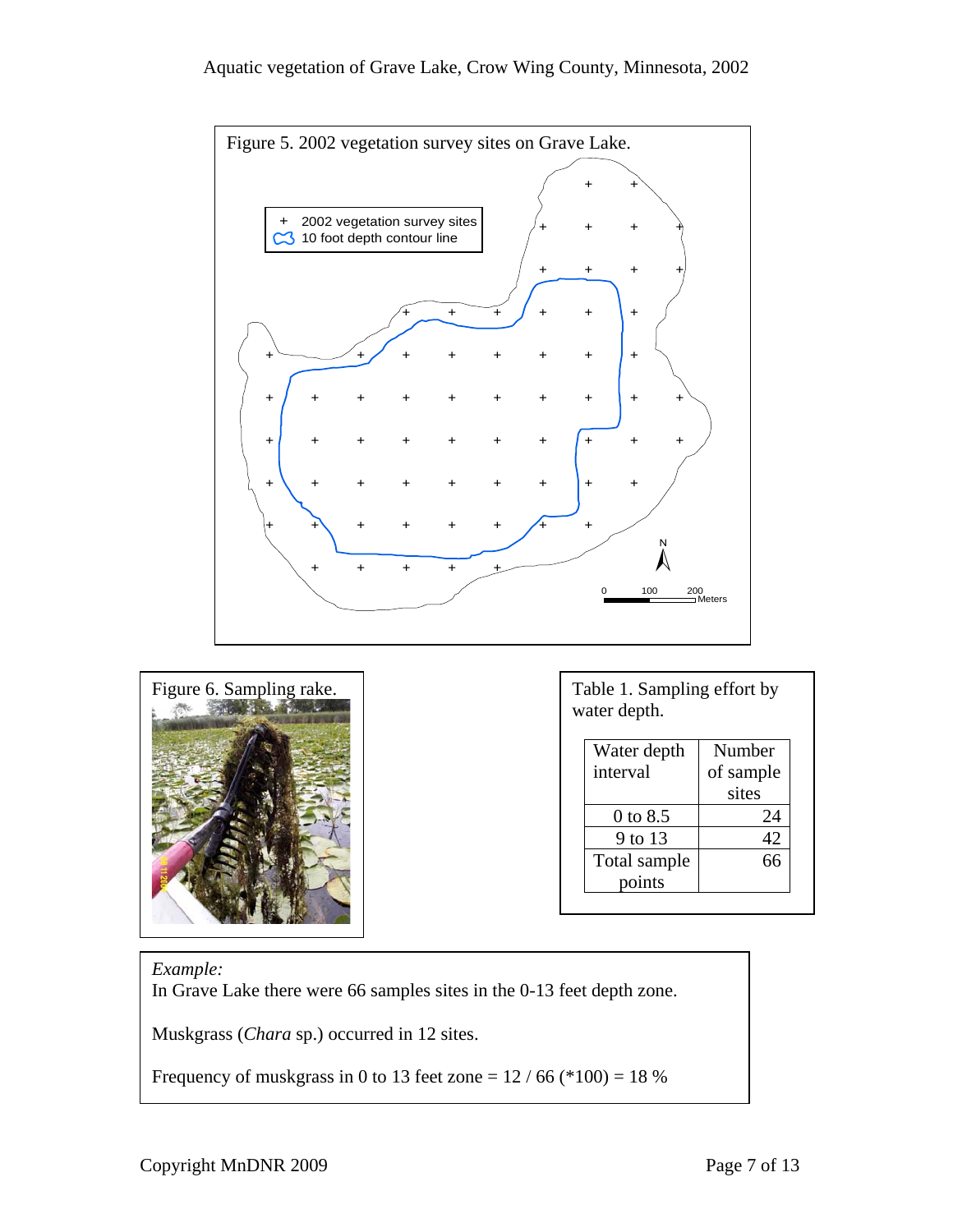Figure 5. 2002 vegetation survey sites on Grave Lake.

Figure 6. Sampling rake.

Table 1. Sampling effort by water depth.

| Water depth interval | Number of sample sites |
|---|---|
| 0 to 8.5 | 24 |
| 9 to 13 | 42 |
| Total sample points | 66 |

*Example:*
In Grave Lake there were 66 samples sites in the 0-13 feet depth zone.

Muskgrass (*Chara* sp.) occurred in 12 sites.

Frequency of muskgrass in 0 to 13 feet zone = 12 / 66 (*100) = 18 %

Copyright MnDNR 2009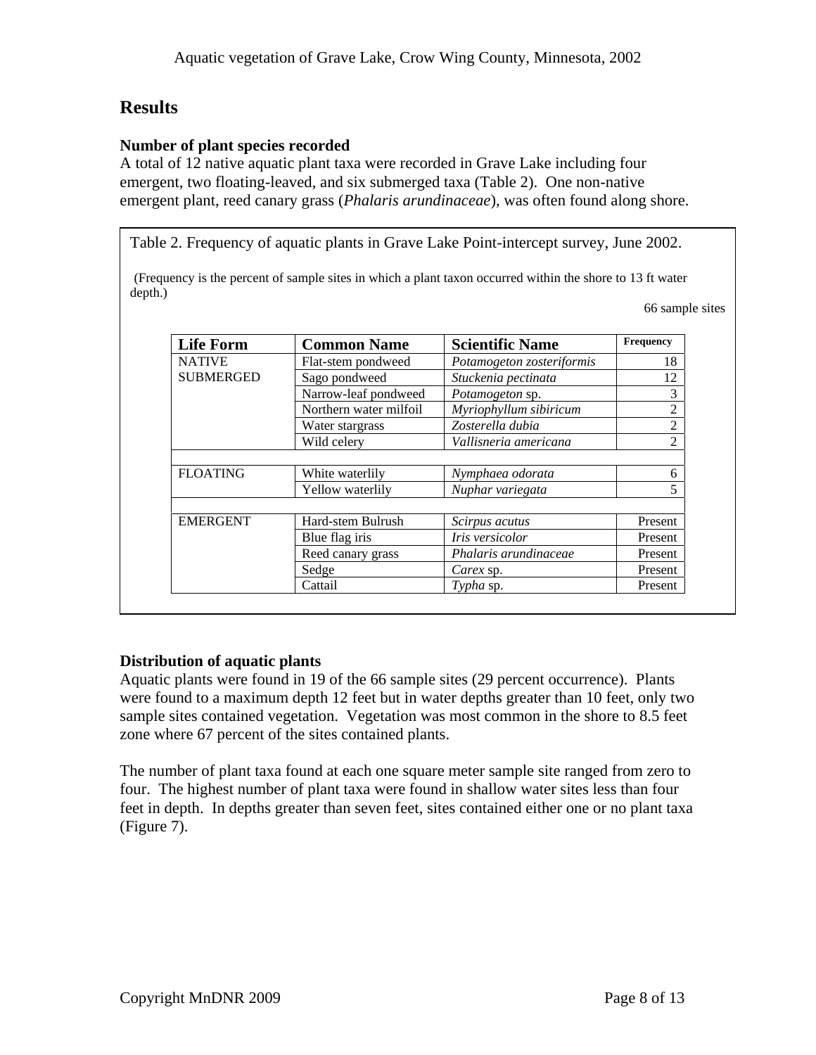## Results

### Number of plant species recorded

A total of 12 native aquatic plant taxa were recorded in Grave Lake including four emergent, two floating-leaved, and six submerged taxa (Table 2). One non-native emergent plant, reed canary grass (*Phalaris arundinaceae*), was often found along shore.

Table 2. Frequency of aquatic plants in Grave Lake Point-intercept survey, June 2002.

(Frequency is the percent of sample sites in which a plant taxon occurred within the shore to 13 ft water depth.)

66 sample sites

| Life Form | Common Name | Scientific Name | Frequency |
|---|---|---|---|
| NATIVE SUBMERGED | Flat-stem pondweed | *Potamogeton zosteriformis* | 18 |
| | Sago pondweed | *Stuckenia pectinata* | 12 |
| | Narrow-leaf pondweed | *Potamogeton* sp. | 3 |
| | Northern water milfoil | *Myriophyllum sibiricum* | 2 |
| | Water stargrass | *Zosterella dubia* | 2 |
| | Wild celery | *Vallisneria americana* | 2 |
| | | | |
| FLOATING | White waterlily | *Nymphaea odorata* | 6 |
| | Yellow waterlily | *Nuphar variegata* | 5 |
| | | | |
| EMERGENT | Hard-stem Bulrush | *Scirpus acutus* | Present |
| | Blue flag iris | *Iris versicolor* | Present |
| | Reed canary grass | *Phalaris arundinaceae* | Present |
| | Sedge | *Carex* sp. | Present |
| | Cattail | *Typha* sp. | Present |

### Distribution of aquatic plants

Aquatic plants were found in 19 of the 66 sample sites (29 percent occurrence). Plants were found to a maximum depth 12 feet but in water depths greater than 10 feet, only two sample sites contained vegetation. Vegetation was most common in the shore to 8.5 feet zone where 67 percent of the sites contained plants.

The number of plant taxa found at each one square meter sample site ranged from zero to four. The highest number of plant taxa were found in shallow water sites less than four feet in depth. In depths greater than seven feet, sites contained either one or no plant taxa (Figure 7).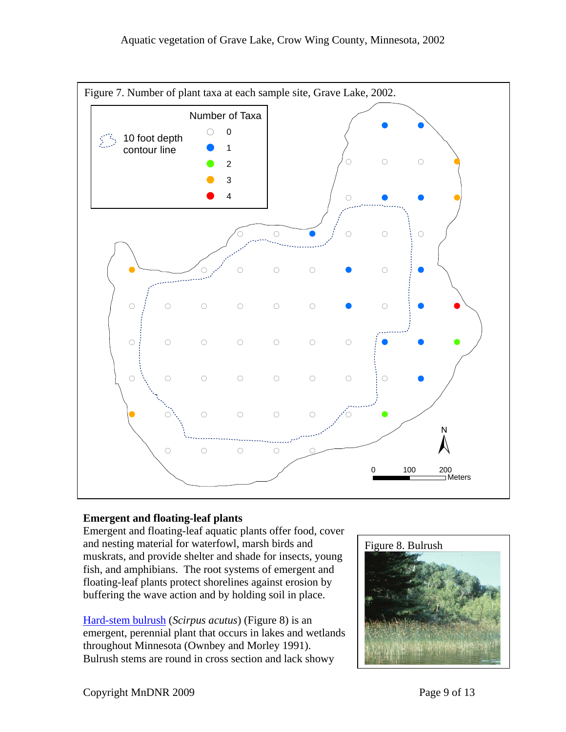Figure 7. Number of plant taxa at each sample site, Grave Lake, 2002.

## Emergent and floating-leaf plants

Emergent and floating-leaf aquatic plants offer food, cover and nesting material for waterfowl, marsh birds and muskrats, and provide shelter and shade for insects, young fish, and amphibians. The root systems of emergent and floating-leaf plants protect shorelines against erosion by buffering the wave action and by holding soil in place.

Hard-stem bulrush (*Scirpus acutus*) (Figure 8) is an emergent, perennial plant that occurs in lakes and wetlands throughout Minnesota (Ownbey and Morley 1991). Bulrush stems are round in cross section and lack showy

Figure 8. Bulrush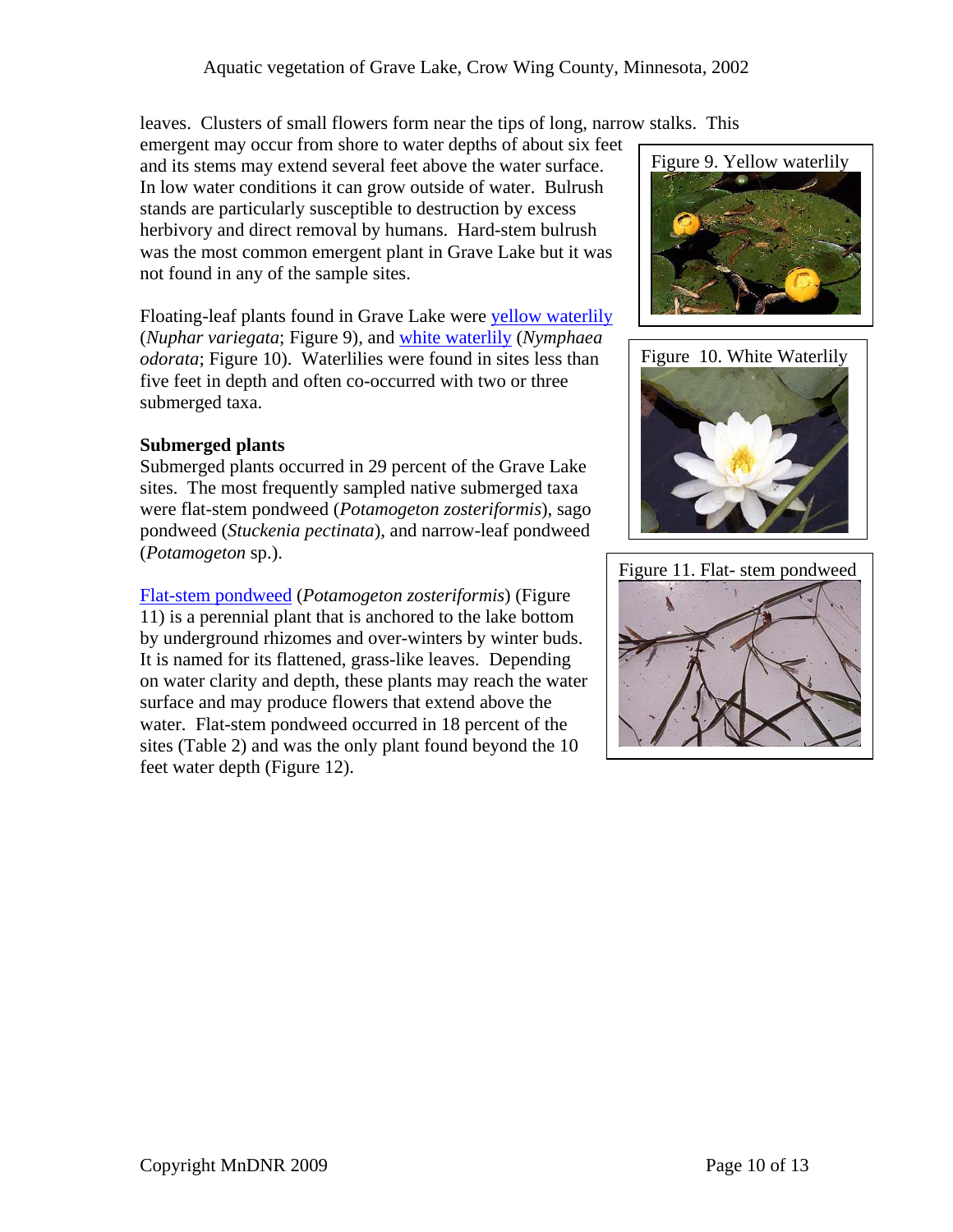leaves. Clusters of small flowers form near the tips of long, narrow stalks. This emergent may occur from shore to water depths of about six feet and its stems may extend several feet above the water surface. In low water conditions it can grow outside of water. Bulrush stands are particularly susceptible to destruction by excess herbivory and direct removal by humans. Hard-stem bulrush was the most common emergent plant in Grave Lake but it was not found in any of the sample sites.

Floating-leaf plants found in Grave Lake were yellow waterlily (*Nuphar variegata*; Figure 9), and white waterlily (*Nymphaea odorata*; Figure 10). Waterlilies were found in sites less than five feet in depth and often co-occurred with two or three submerged taxa.

Figure 9. Yellow waterlily

Figure 10. White Waterlily

**Submerged plants**

Submerged plants occurred in 29 percent of the Grave Lake sites. The most frequently sampled native submerged taxa were flat-stem pondweed (*Potamogeton zosteriformis*), sago pondweed (*Stuckenia pectinata*), and narrow-leaf pondweed (*Potamogeton* sp.).

Flat-stem pondweed (*Potamogeton zosteriformis*) (Figure 11) is a perennial plant that is anchored to the lake bottom by underground rhizomes and over-winters by winter buds. It is named for its flattened, grass-like leaves. Depending on water clarity and depth, these plants may reach the water surface and may produce flowers that extend above the water. Flat-stem pondweed occurred in 18 percent of the sites (Table 2) and was the only plant found beyond the 10 feet water depth (Figure 12).

Figure 11. Flat- stem pondweed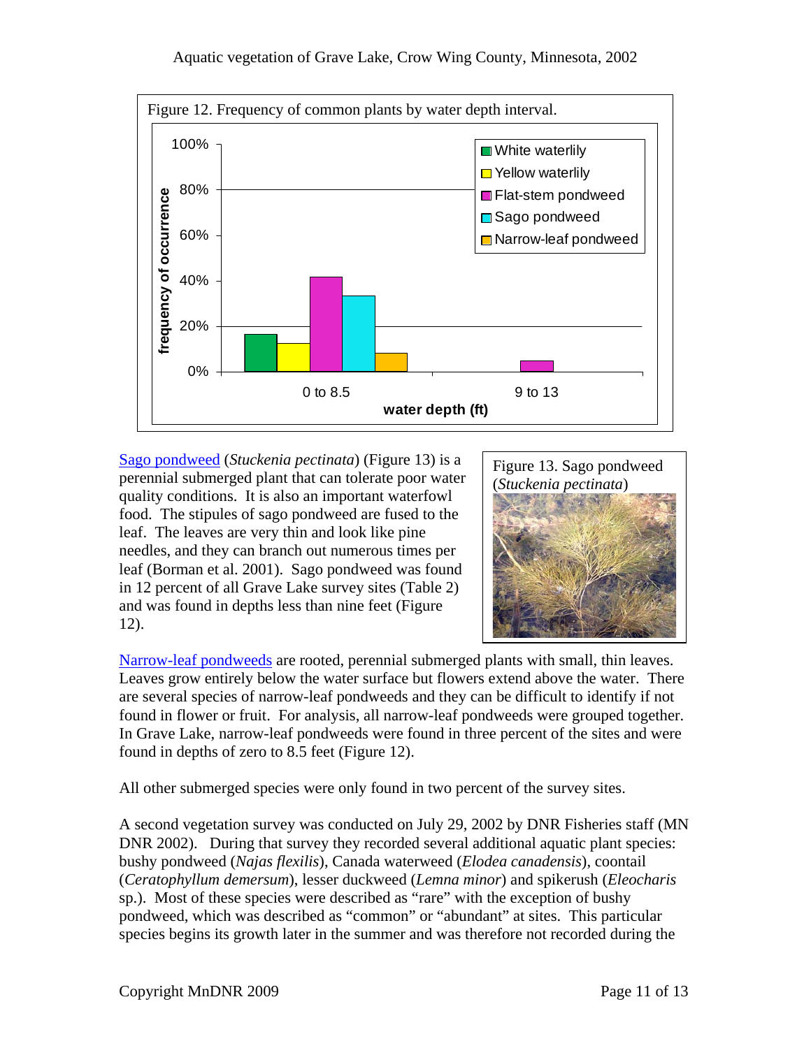Figure 12. Frequency of common plants by water depth interval.

[Sago pondweed](#) (*Stuckenia pectinata*) (Figure 13) is a perennial submerged plant that can tolerate poor water quality conditions. It is also an important waterfowl food. The stipules of sago pondweed are fused to the leaf. The leaves are very thin and look like pine needles, and they can branch out numerous times per leaf (Borman et al. 2001). Sago pondweed was found in 12 percent of all Grave Lake survey sites (Table 2) and was found in depths less than nine feet (Figure 12).

Figure 13. Sago pondweed (*Stuckenia pectinata*)

[Narrow-leaf pondweeds](#) are rooted, perennial submerged plants with small, thin leaves. Leaves grow entirely below the water surface but flowers extend above the water. There are several species of narrow-leaf pondweeds and they can be difficult to identify if not found in flower or fruit. For analysis, all narrow-leaf pondweeds were grouped together. In Grave Lake, narrow-leaf pondweeds were found in three percent of the sites and were found in depths of zero to 8.5 feet (Figure 12).

All other submerged species were only found in two percent of the survey sites.

A second vegetation survey was conducted on July 29, 2002 by DNR Fisheries staff (MN DNR 2002). During that survey they recorded several additional aquatic plant species: bushy pondweed (*Najas flexilis*), Canada waterweed (*Elodea canadensis*), coontail (*Ceratophyllum demersum*), lesser duckweed (*Lemna minor*) and spikerush (*Eleocharis* sp.). Most of these species were described as "rare" with the exception of bushy pondweed, which was described as "common" or "abundant" at sites. This particular species begins its growth later in the summer and was therefore not recorded during the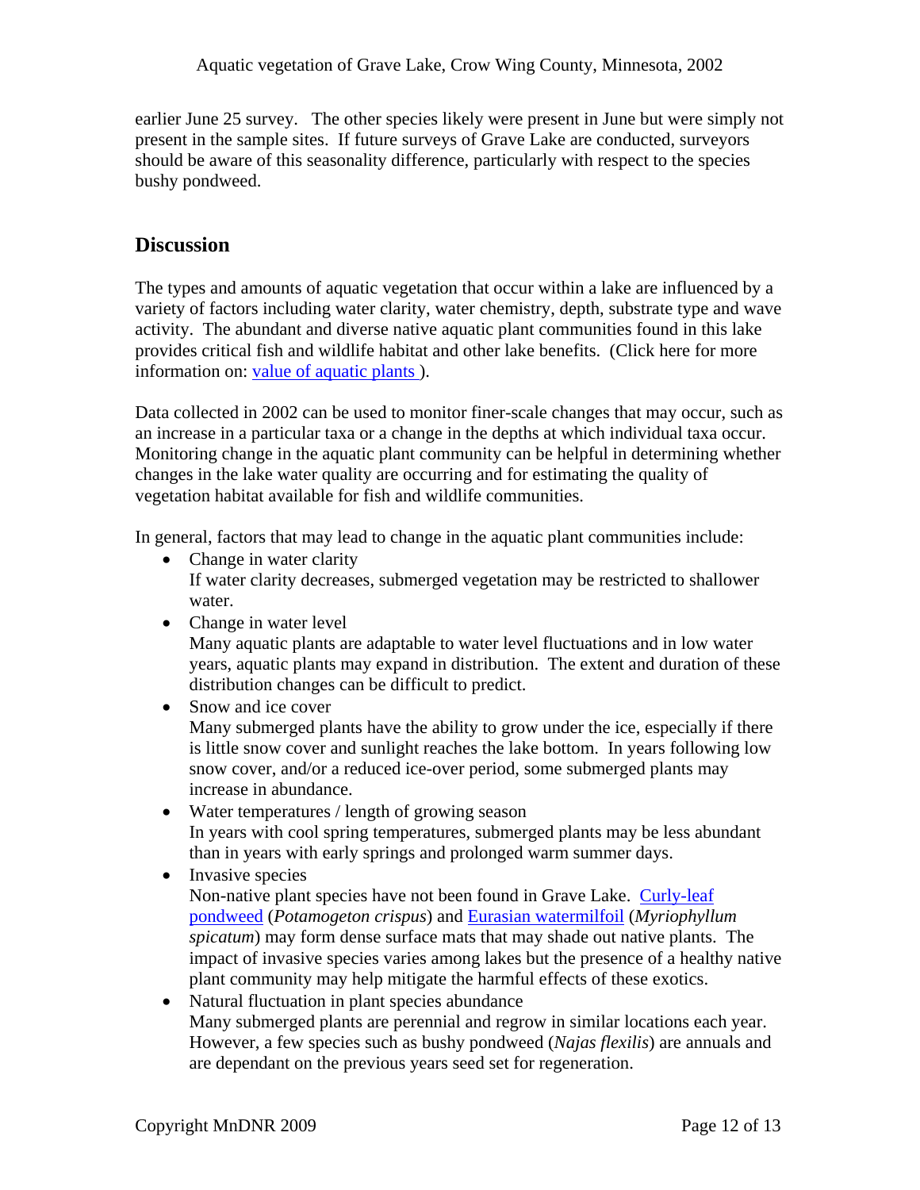earlier June 25 survey. The other species likely were present in June but were simply not present in the sample sites. If future surveys of Grave Lake are conducted, surveyors should be aware of this seasonality difference, particularly with respect to the species bushy pondweed.

## Discussion

The types and amounts of aquatic vegetation that occur within a lake are influenced by a variety of factors including water clarity, water chemistry, depth, substrate type and wave activity. The abundant and diverse native aquatic plant communities found in this lake provides critical fish and wildlife habitat and other lake benefits. (Click here for more information on: value of aquatic plants ).

Data collected in 2002 can be used to monitor finer-scale changes that may occur, such as an increase in a particular taxa or a change in the depths at which individual taxa occur. Monitoring change in the aquatic plant community can be helpful in determining whether changes in the lake water quality are occurring and for estimating the quality of vegetation habitat available for fish and wildlife communities.

In general, factors that may lead to change in the aquatic plant communities include:

- Change in water clarity
  If water clarity decreases, submerged vegetation may be restricted to shallower water.
- Change in water level
  Many aquatic plants are adaptable to water level fluctuations and in low water years, aquatic plants may expand in distribution. The extent and duration of these distribution changes can be difficult to predict.
- Snow and ice cover
  Many submerged plants have the ability to grow under the ice, especially if there is little snow cover and sunlight reaches the lake bottom. In years following low snow cover, and/or a reduced ice-over period, some submerged plants may increase in abundance.
- Water temperatures / length of growing season
  In years with cool spring temperatures, submerged plants may be less abundant than in years with early springs and prolonged warm summer days.
- Invasive species
  Non-native plant species have not been found in Grave Lake. Curly-leaf pondweed (*Potamogeton crispus*) and Eurasian watermilfoil (*Myriophyllum spicatum*) may form dense surface mats that may shade out native plants. The impact of invasive species varies among lakes but the presence of a healthy native plant community may help mitigate the harmful effects of these exotics.
- Natural fluctuation in plant species abundance
  Many submerged plants are perennial and regrow in similar locations each year. However, a few species such as bushy pondweed (*Najas flexilis*) are annuals and are dependant on the previous years seed set for regeneration.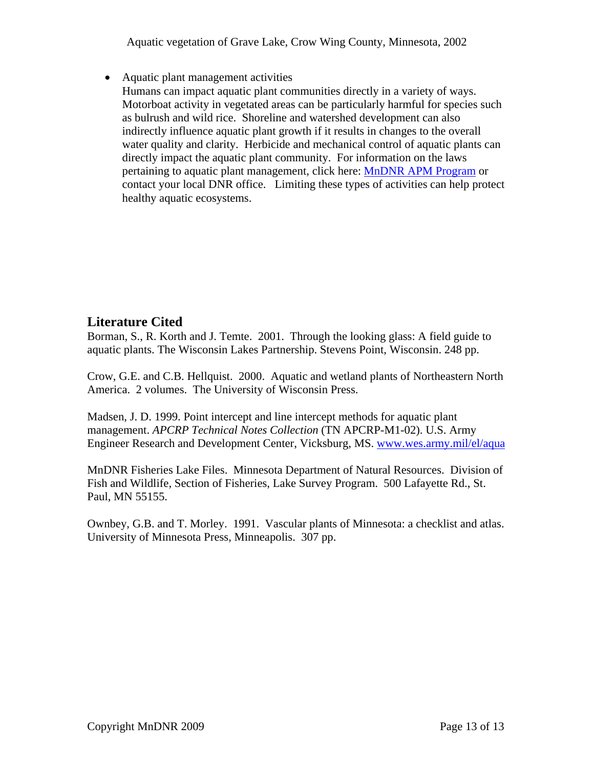- Aquatic plant management activities
  Humans can impact aquatic plant communities directly in a variety of ways. Motorboat activity in vegetated areas can be particularly harmful for species such as bulrush and wild rice. Shoreline and watershed development can also indirectly influence aquatic plant growth if it results in changes to the overall water quality and clarity. Herbicide and mechanical control of aquatic plants can directly impact the aquatic plant community. For information on the laws pertaining to aquatic plant management, click here: [MnDNR APM Program]() or contact your local DNR office. Limiting these types of activities can help protect healthy aquatic ecosystems.

## Literature Cited

Borman, S., R. Korth and J. Temte. 2001. Through the looking glass: A field guide to aquatic plants. The Wisconsin Lakes Partnership. Stevens Point, Wisconsin. 248 pp.

Crow, G.E. and C.B. Hellquist. 2000. Aquatic and wetland plants of Northeastern North America. 2 volumes. The University of Wisconsin Press.

Madsen, J. D. 1999. Point intercept and line intercept methods for aquatic plant management. *APCRP Technical Notes Collection* (TN APCRP-M1-02). U.S. Army Engineer Research and Development Center, Vicksburg, MS. www.wes.army.mil/el/aqua

MnDNR Fisheries Lake Files. Minnesota Department of Natural Resources. Division of Fish and Wildlife, Section of Fisheries, Lake Survey Program. 500 Lafayette Rd., St. Paul, MN 55155.

Ownbey, G.B. and T. Morley. 1991. Vascular plants of Minnesota: a checklist and atlas. University of Minnesota Press, Minneapolis. 307 pp.

Copyright MnDNR 2009